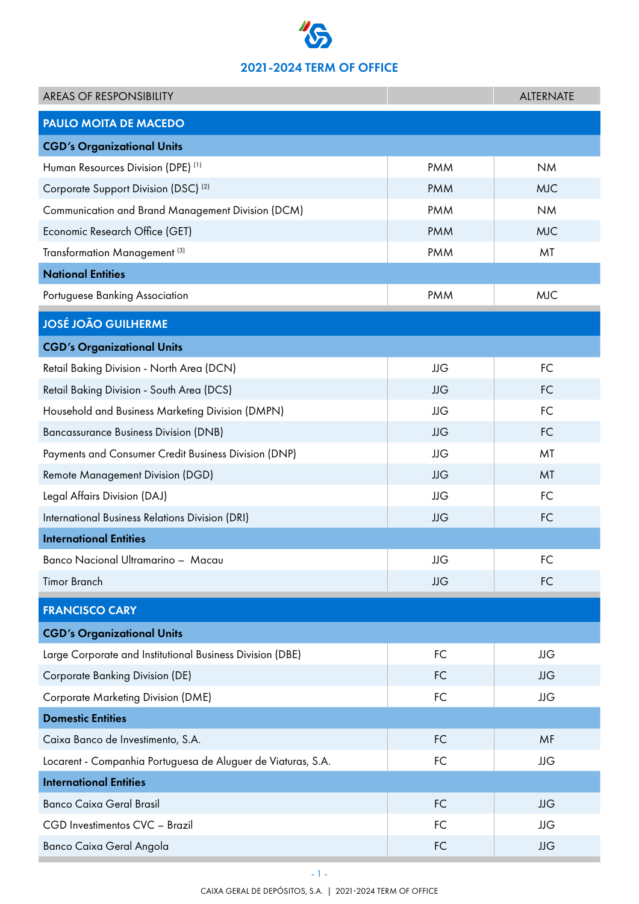## 2021-2024 TERM OF OFFICE

| AREAS OF RESPONSIBILITY | | ALTERNATE |
|---|---|---|
| **PAULO MOITA DE MACEDO** | | |
| **CGD's Organizational Units** | | |
| Human Resources Division (DPE) [(1)] | PMM | NM |
| Corporate Support Division (DSC) [(2)] | PMM | MJC |
| Communication and Brand Management Division (DCM) | PMM | NM |
| Economic Research Office (GET) | PMM | MJC |
| Transformation Management [(3)] | PMM | MT |
| **National Entities** | | |
| Portuguese Banking Association | PMM | MJC |
| **JOSÉ JOÃO GUILHERME** | | |
| **CGD's Organizational Units** | | |
| Retail Baking Division - North Area (DCN) | JJG | FC |
| Retail Baking Division - South Area (DCS) | JJG | FC |
| Household and Business Marketing Division (DMPN) | JJG | FC |
| Bancassurance Business Division (DNB) | JJG | FC |
| Payments and Consumer Credit Business Division (DNP) | JJG | MT |
| Remote Management Division (DGD) | JJG | MT |
| Legal Affairs Division (DAJ) | JJG | FC |
| International Business Relations Division (DRI) | JJG | FC |
| **International Entities** | | |
| Banco Nacional Ultramarino – Macau | JJG | FC |
| Timor Branch | JJG | FC |
| **FRANCISCO CARY** | | |
| **CGD's Organizational Units** | | |
| Large Corporate and Institutional Business Division (DBE) | FC | JJG |
| Corporate Banking Division (DE) | FC | JJG |
| Corporate Marketing Division (DME) | FC | JJG |
| **Domestic Entities** | | |
| Caixa Banco de Investimento, S.A. | FC | MF |
| Locarent - Companhia Portuguesa de Aluguer de Viaturas, S.A. | FC | JJG |
| **International Entities** | | |
| Banco Caixa Geral Brasil | FC | JJG |
| CGD Investimentos CVC – Brazil | FC | JJG |
| Banco Caixa Geral Angola | FC | JJG |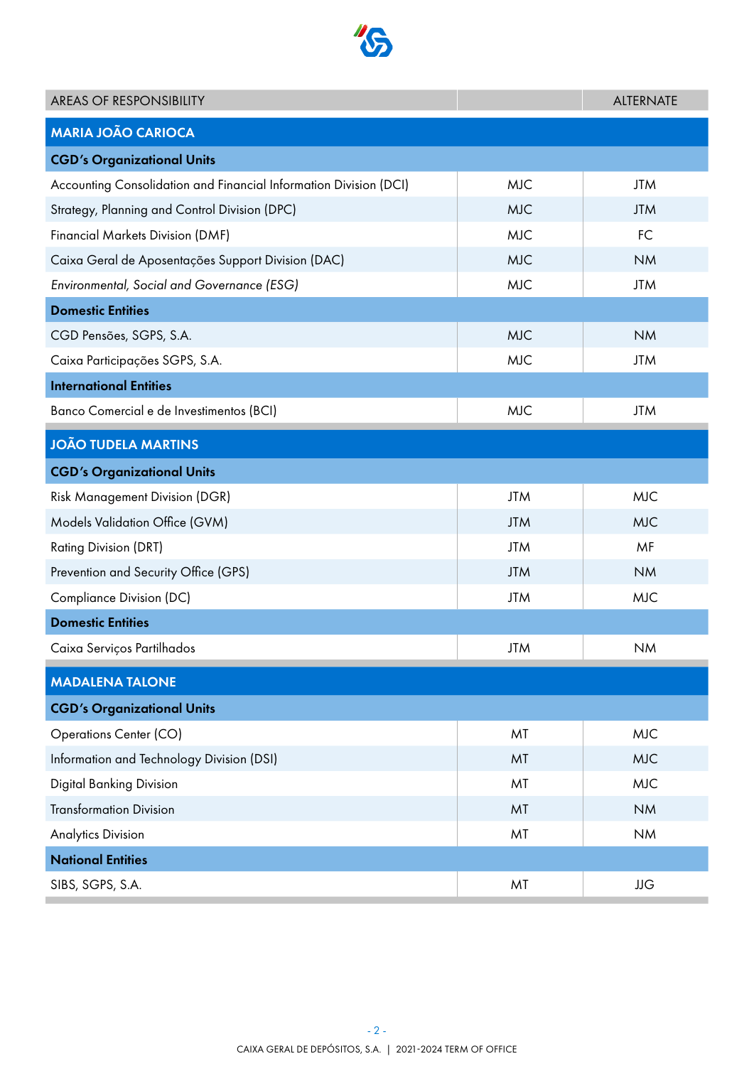| AREAS OF RESPONSIBILITY | | ALTERNATE |
|---|---|---|
| **MARIA JOÃO CARIOCA** | | |
| **CGD's Organizational Units** | | |
| Accounting Consolidation and Financial Information Division (DCI) | MJC | JTM |
| Strategy, Planning and Control Division (DPC) | MJC | JTM |
| Financial Markets Division (DMF) | MJC | FC |
| Caixa Geral de Aposentações Support Division (DAC) | MJC | NM |
| *Environmental, Social and Governance (ESG)* | MJC | JTM |
| **Domestic Entities** | | |
| CGD Pensões, SGPS, S.A. | MJC | NM |
| Caixa Participações SGPS, S.A. | MJC | JTM |
| **International Entities** | | |
| Banco Comercial e de Investimentos (BCI) | MJC | JTM |
| **JOÃO TUDELA MARTINS** | | |
| **CGD's Organizational Units** | | |
| Risk Management Division (DGR) | JTM | MJC |
| Models Validation Office (GVM) | JTM | MJC |
| Rating Division (DRT) | JTM | MF |
| Prevention and Security Office (GPS) | JTM | NM |
| Compliance Division (DC) | JTM | MJC |
| **Domestic Entities** | | |
| Caixa Serviços Partilhados | JTM | NM |
| **MADALENA TALONE** | | |
| **CGD's Organizational Units** | | |
| Operations Center (CO) | MT | MJC |
| Information and Technology Division (DSI) | MT | MJC |
| Digital Banking Division | MT | MJC |
| Transformation Division | MT | NM |
| Analytics Division | MT | NM |
| **National Entities** | | |
| SIBS, SGPS, S.A. | MT | JJG |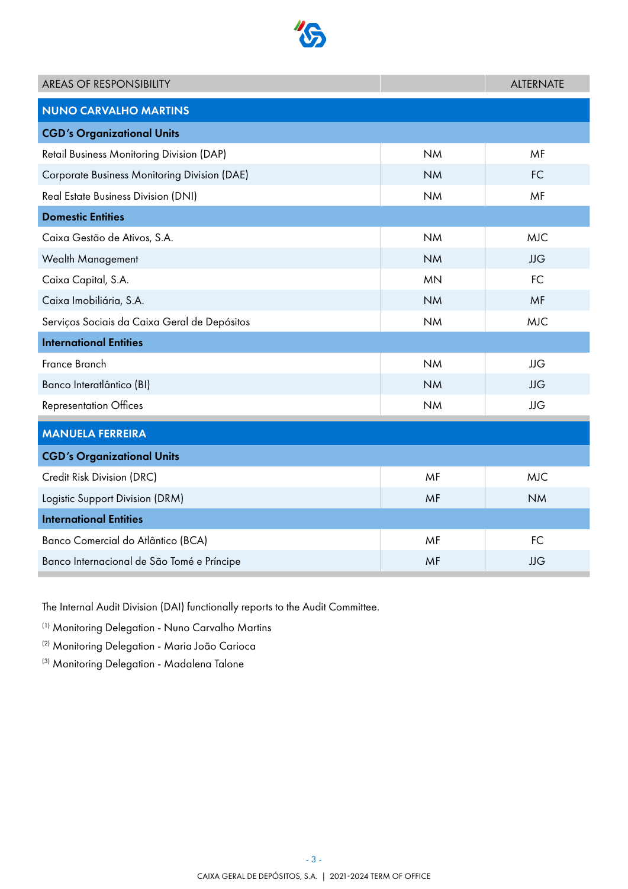| AREAS OF RESPONSIBILITY | | ALTERNATE |
|---|---|---|
| **NUNO CARVALHO MARTINS** | | |
| **CGD's Organizational Units** | | |
| Retail Business Monitoring Division (DAP) | NM | MF |
| Corporate Business Monitoring Division (DAE) | NM | FC |
| Real Estate Business Division (DNI) | NM | MF |
| **Domestic Entities** | | |
| Caixa Gestão de Ativos, S.A. | NM | MJC |
| Wealth Management | NM | JJG |
| Caixa Capital, S.A. | MN | FC |
| Caixa Imobiliária, S.A. | NM | MF |
| Serviços Sociais da Caixa Geral de Depósitos | NM | MJC |
| **International Entities** | | |
| France Branch | NM | JJG |
| Banco Interatlântico (BI) | NM | JJG |
| Representation Offices | NM | JJG |
| **MANUELA FERREIRA** | | |
| **CGD's Organizational Units** | | |
| Credit Risk Division (DRC) | MF | MJC |
| Logistic Support Division (DRM) | MF | NM |
| **International Entities** | | |
| Banco Comercial do Atlântico (BCA) | MF | FC |
| Banco Internacional de São Tomé e Príncipe | MF | JJG |

The Internal Audit Division (DAI) functionally reports to the Audit Committee.

(1) Monitoring Delegation - Nuno Carvalho Martins

(2) Monitoring Delegation - Maria João Carioca

(3) Monitoring Delegation - Madalena Talone